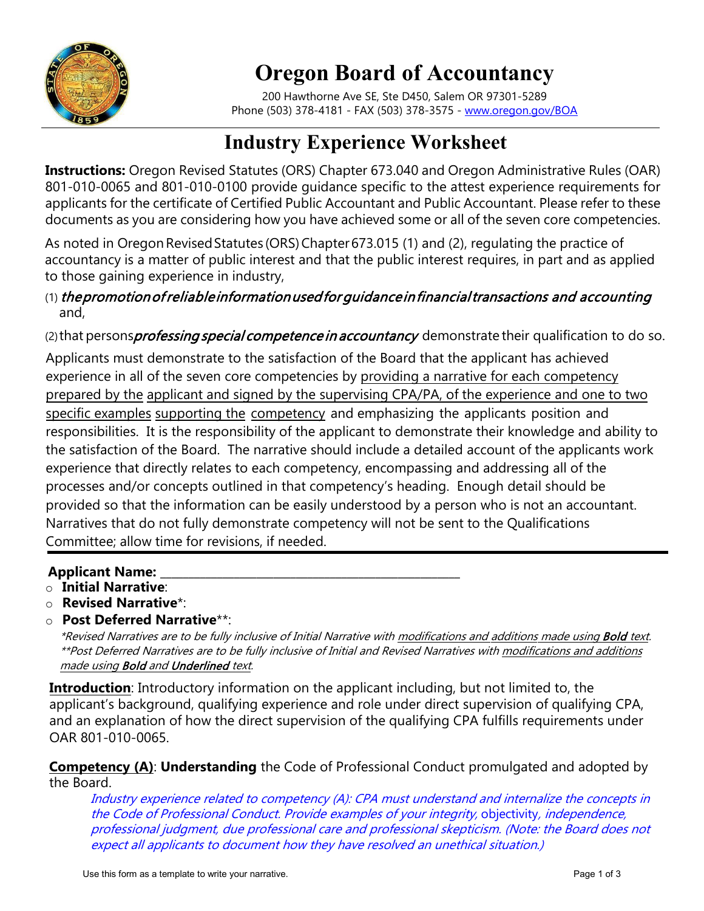# Oregon Board of Accountancy

200 Hawthorne Ave SE, Ste D450, Salem OR 97301-5289
Phone (503) 378-4181 - FAX (503) 378-3575 - www.oregon.gov/BOA

## Industry Experience Worksheet

**Instructions:** Oregon Revised Statutes (ORS) Chapter 673.040 and Oregon Administrative Rules (OAR) 801-010-0065 and 801-010-0100 provide guidance specific to the attest experience requirements for applicants for the certificate of Certified Public Accountant and Public Accountant. Please refer to these documents as you are considering how you have achieved some or all of the seven core competencies.

As noted in Oregon Revised Statutes (ORS) Chapter 673.015 (1) and (2), regulating the practice of accountancy is a matter of public interest and that the public interest requires, in part and as applied to those gaining experience in industry,

(1) *the promotion of reliable information used for guidance in financial transactions and accounting* and,

(2) that persons *professing special competence in accountancy* demonstrate their qualification to do so.

Applicants must demonstrate to the satisfaction of the Board that the applicant has achieved experience in all of the seven core competencies by <u>providing a narrative for each competency prepared by the applicant and signed by the supervising CPA/PA, of the experience and one to two specific examples supporting the competency</u> and emphasizing the applicants position and responsibilities. It is the responsibility of the applicant to demonstrate their knowledge and ability to the satisfaction of the Board. The narrative should include a detailed account of the applicants work experience that directly relates to each competency, encompassing and addressing all of the processes and/or concepts outlined in that competency's heading. Enough detail should be provided so that the information can be easily understood by a person who is not an accountant. Narratives that do not fully demonstrate competency will not be sent to the Qualifications Committee; allow time for revisions, if needed.

---

**Applicant Name:** ______________________________________

- **Initial Narrative**:
- **Revised Narrative***:
- **Post Deferred Narrative****:

*\*Revised Narratives are to be fully inclusive of Initial Narrative with <u>modifications and additions made using **Bold** text</u>.*
*\*\*Post Deferred Narratives are to be fully inclusive of Initial and Revised Narratives with <u>modifications and additions made using **Bold** and **Underlined** text</u>.*

**<u>Introduction</u>**: Introductory information on the applicant including, but not limited to, the applicant's background, qualifying experience and role under direct supervision of qualifying CPA, and an explanation of how the direct supervision of the qualifying CPA fulfills requirements under OAR 801-010-0065.

**<u>Competency (A)</u>**: **Understanding** the Code of Professional Conduct promulgated and adopted by the Board.

*Industry experience related to competency (A): CPA must understand and internalize the concepts in the Code of Professional Conduct. Provide examples of your integrity,* objectivity, *independence, professional judgment, due professional care and professional skepticism. (Note: the Board does not expect all applicants to document how they have resolved an unethical situation.)*

Use this form as a template to write your narrative.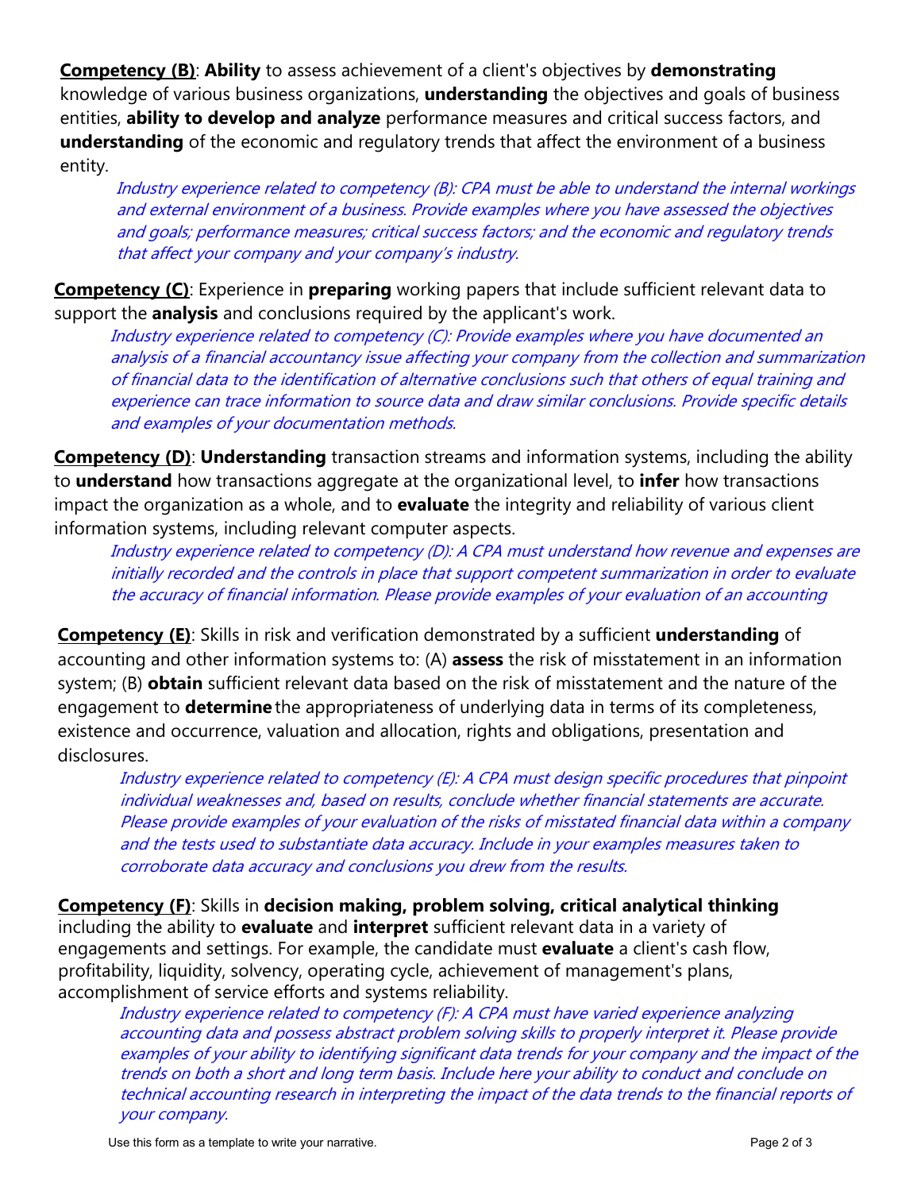**<u>Competency (B)</u>**: **Ability** to assess achievement of a client's objectives by **demonstrating** knowledge of various business organizations, **understanding** the objectives and goals of business entities, **ability to develop and analyze** performance measures and critical success factors, and **understanding** of the economic and regulatory trends that affect the environment of a business entity.

*Industry experience related to competency (B): CPA must be able to understand the internal workings and external environment of a business. Provide examples where you have assessed the objectives and goals; performance measures; critical success factors; and the economic and regulatory trends that affect your company and your company's industry.*

**<u>Competency (C)</u>**: Experience in **preparing** working papers that include sufficient relevant data to support the **analysis** and conclusions required by the applicant's work.

*Industry experience related to competency (C): Provide examples where you have documented an analysis of a financial accountancy issue affecting your company from the collection and summarization of financial data to the identification of alternative conclusions such that others of equal training and experience can trace information to source data and draw similar conclusions. Provide specific details and examples of your documentation methods.*

**<u>Competency (D)</u>**: **Understanding** transaction streams and information systems, including the ability to **understand** how transactions aggregate at the organizational level, to **infer** how transactions impact the organization as a whole, and to **evaluate** the integrity and reliability of various client information systems, including relevant computer aspects.

*Industry experience related to competency (D): A CPA must understand how revenue and expenses are initially recorded and the controls in place that support competent summarization in order to evaluate the accuracy of financial information. Please provide examples of your evaluation of an accounting*

**<u>Competency (E)</u>**: Skills in risk and verification demonstrated by a sufficient **understanding** of accounting and other information systems to: (A) **assess** the risk of misstatement in an information system; (B) **obtain** sufficient relevant data based on the risk of misstatement and the nature of the engagement to **determine** the appropriateness of underlying data in terms of its completeness, existence and occurrence, valuation and allocation, rights and obligations, presentation and disclosures.

*Industry experience related to competency (E): A CPA must design specific procedures that pinpoint individual weaknesses and, based on results, conclude whether financial statements are accurate. Please provide examples of your evaluation of the risks of misstated financial data within a company and the tests used to substantiate data accuracy. Include in your examples measures taken to corroborate data accuracy and conclusions you drew from the results.*

**<u>Competency (F)</u>**: Skills in **decision making, problem solving, critical analytical thinking** including the ability to **evaluate** and **interpret** sufficient relevant data in a variety of engagements and settings. For example, the candidate must **evaluate** a client's cash flow, profitability, liquidity, solvency, operating cycle, achievement of management's plans, accomplishment of service efforts and systems reliability.

*Industry experience related to competency (F): A CPA must have varied experience analyzing accounting data and possess abstract problem solving skills to properly interpret it. Please provide examples of your ability to identifying significant data trends for your company and the impact of the trends on both a short and long term basis. Include here your ability to conduct and conclude on technical accounting research in interpreting the impact of the data trends to the financial reports of your company.*

Use this form as a template to write your narrative.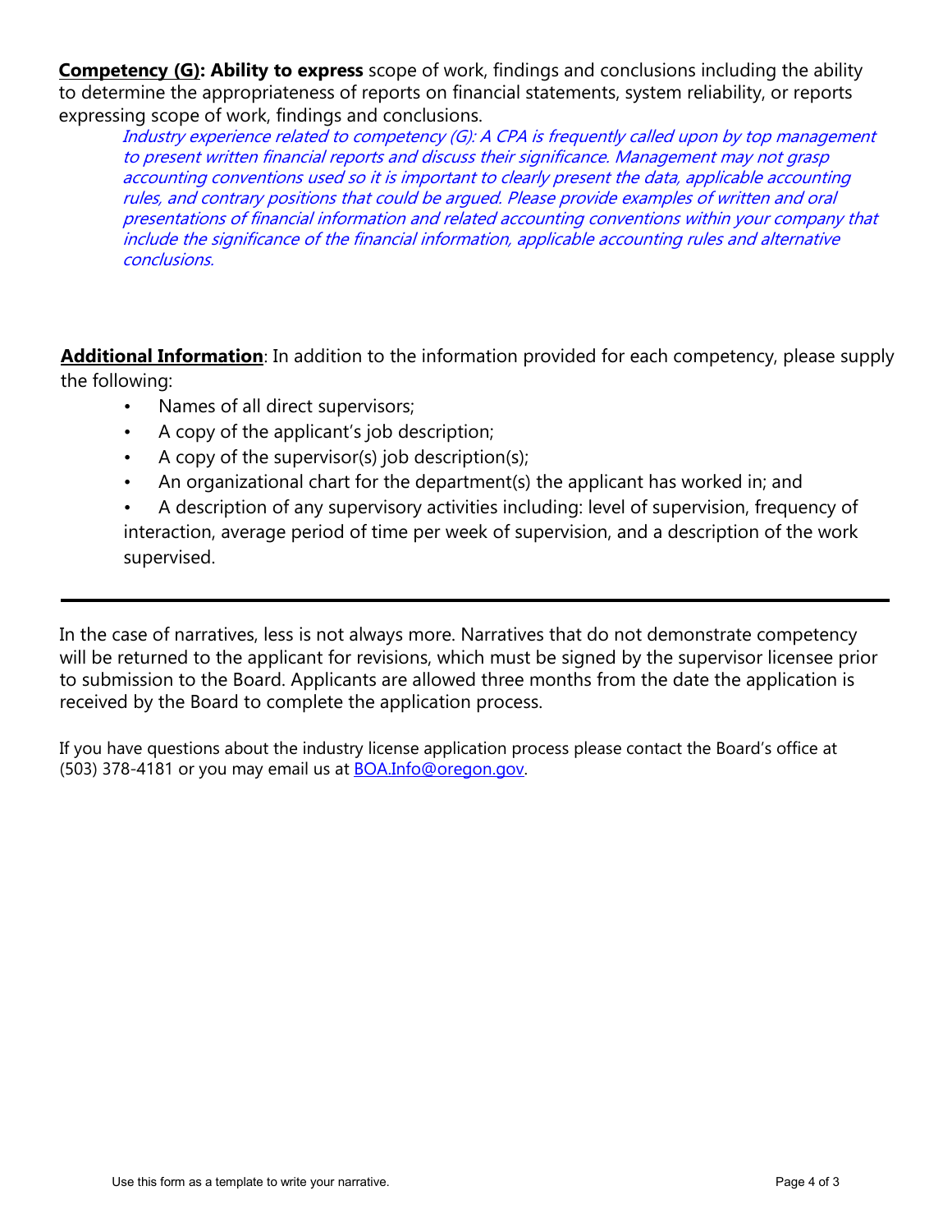**Competency (G): Ability to express** scope of work, findings and conclusions including the ability to determine the appropriateness of reports on financial statements, system reliability, or reports expressing scope of work, findings and conclusions.

> *Industry experience related to competency (G): A CPA is frequently called upon by top management to present written financial reports and discuss their significance. Management may not grasp accounting conventions used so it is important to clearly present the data, applicable accounting rules, and contrary positions that could be argued. Please provide examples of written and oral presentations of financial information and related accounting conventions within your company that include the significance of the financial information, applicable accounting rules and alternative conclusions.*

**Additional Information**: In addition to the information provided for each competency, please supply the following:

- Names of all direct supervisors;
- A copy of the applicant's job description;
- A copy of the supervisor(s) job description(s);
- An organizational chart for the department(s) the applicant has worked in; and
- A description of any supervisory activities including: level of supervision, frequency of interaction, average period of time per week of supervision, and a description of the work supervised.

---

In the case of narratives, less is not always more. Narratives that do not demonstrate competency will be returned to the applicant for revisions, which must be signed by the supervisor licensee prior to submission to the Board. Applicants are allowed three months from the date the application is received by the Board to complete the application process.

If you have questions about the industry license application process please contact the Board's office at (503) 378-4181 or you may email us at BOA.Info@oregon.gov.

Use this form as a template to write your narrative.